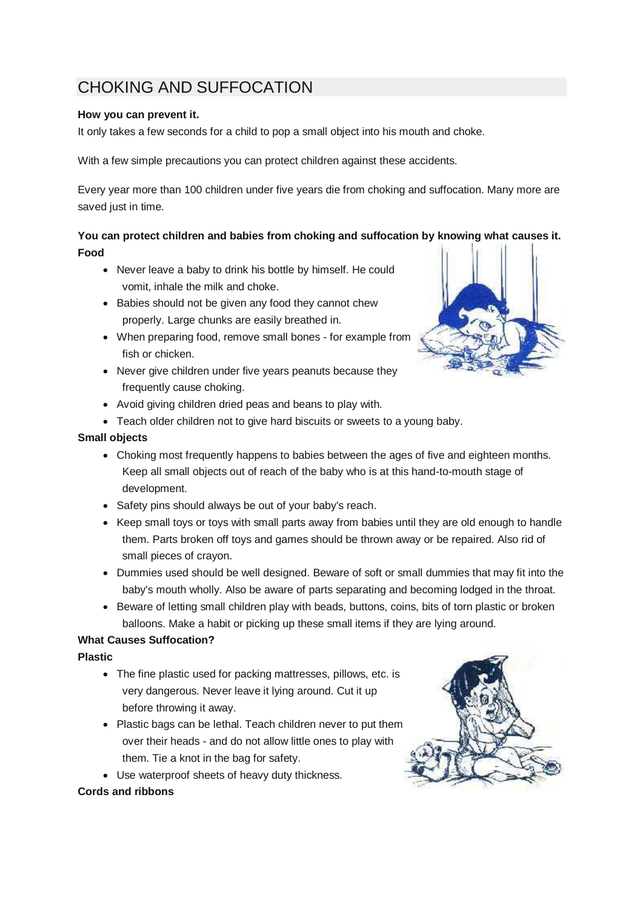# CHOKING AND SUFFOCATION

**How you can prevent it.**

It only takes a few seconds for a child to pop a small object into his mouth and choke.

With a few simple precautions you can protect children against these accidents.

Every year more than 100 children under five years die from choking and suffocation. Many more are saved just in time.

**You can protect children and babies from choking and suffocation by knowing what causes it.**

**Food**

- Never leave a baby to drink his bottle by himself. He could vomit, inhale the milk and choke.
- Babies should not be given any food they cannot chew properly. Large chunks are easily breathed in.
- When preparing food, remove small bones - for example from fish or chicken.
- Never give children under five years peanuts because they frequently cause choking.
- Avoid giving children dried peas and beans to play with.
- Teach older children not to give hard biscuits or sweets to a young baby.

**Small objects**

- Choking most frequently happens to babies between the ages of five and eighteen months. Keep all small objects out of reach of the baby who is at this hand-to-mouth stage of development.
- Safety pins should always be out of your baby's reach.
- Keep small toys or toys with small parts away from babies until they are old enough to handle them. Parts broken off toys and games should be thrown away or be repaired. Also rid of small pieces of crayon.
- Dummies used should be well designed. Beware of soft or small dummies that may fit into the baby's mouth wholly. Also be aware of parts separating and becoming lodged in the throat.
- Beware of letting small children play with beads, buttons, coins, bits of torn plastic or broken balloons. Make a habit or picking up these small items if they are lying around.

**What Causes Suffocation?**

**Plastic**

- The fine plastic used for packing mattresses, pillows, etc. is very dangerous. Never leave it lying around. Cut it up before throwing it away.
- Plastic bags can be lethal. Teach children never to put them over their heads - and do not allow little ones to play with them. Tie a knot in the bag for safety.
- Use waterproof sheets of heavy duty thickness.

**Cords and ribbons**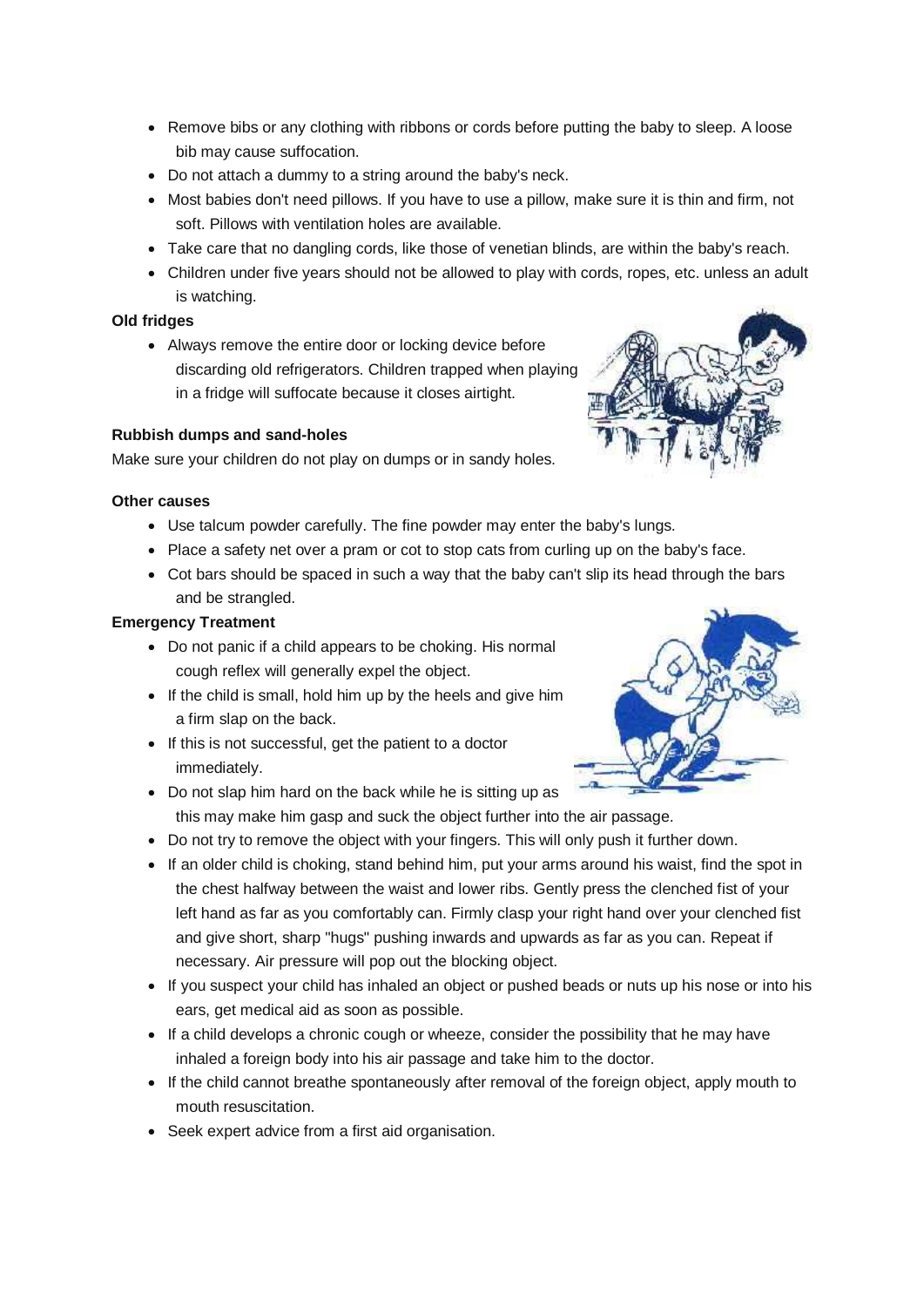- Remove bibs or any clothing with ribbons or cords before putting the baby to sleep. A loose bib may cause suffocation.
- Do not attach a dummy to a string around the baby's neck.
- Most babies don't need pillows. If you have to use a pillow, make sure it is thin and firm, not soft. Pillows with ventilation holes are available.
- Take care that no dangling cords, like those of venetian blinds, are within the baby's reach.
- Children under five years should not be allowed to play with cords, ropes, etc. unless an adult is watching.

**Old fridges**

- Always remove the entire door or locking device before discarding old refrigerators. Children trapped when playing in a fridge will suffocate because it closes airtight.

**Rubbish dumps and sand-holes**

Make sure your children do not play on dumps or in sandy holes.

**Other causes**

- Use talcum powder carefully. The fine powder may enter the baby's lungs.
- Place a safety net over a pram or cot to stop cats from curling up on the baby's face.
- Cot bars should be spaced in such a way that the baby can't slip its head through the bars and be strangled.

**Emergency Treatment**

- Do not panic if a child appears to be choking. His normal cough reflex will generally expel the object.
- If the child is small, hold him up by the heels and give him a firm slap on the back.
- If this is not successful, get the patient to a doctor immediately.
- Do not slap him hard on the back while he is sitting up as this may make him gasp and suck the object further into the air passage.
- Do not try to remove the object with your fingers. This will only push it further down.
- If an older child is choking, stand behind him, put your arms around his waist, find the spot in the chest halfway between the waist and lower ribs. Gently press the clenched fist of your left hand as far as you comfortably can. Firmly clasp your right hand over your clenched fist and give short, sharp "hugs" pushing inwards and upwards as far as you can. Repeat if necessary. Air pressure will pop out the blocking object.
- If you suspect your child has inhaled an object or pushed beads or nuts up his nose or into his ears, get medical aid as soon as possible.
- If a child develops a chronic cough or wheeze, consider the possibility that he may have inhaled a foreign body into his air passage and take him to the doctor.
- If the child cannot breathe spontaneously after removal of the foreign object, apply mouth to mouth resuscitation.
- Seek expert advice from a first aid organisation.